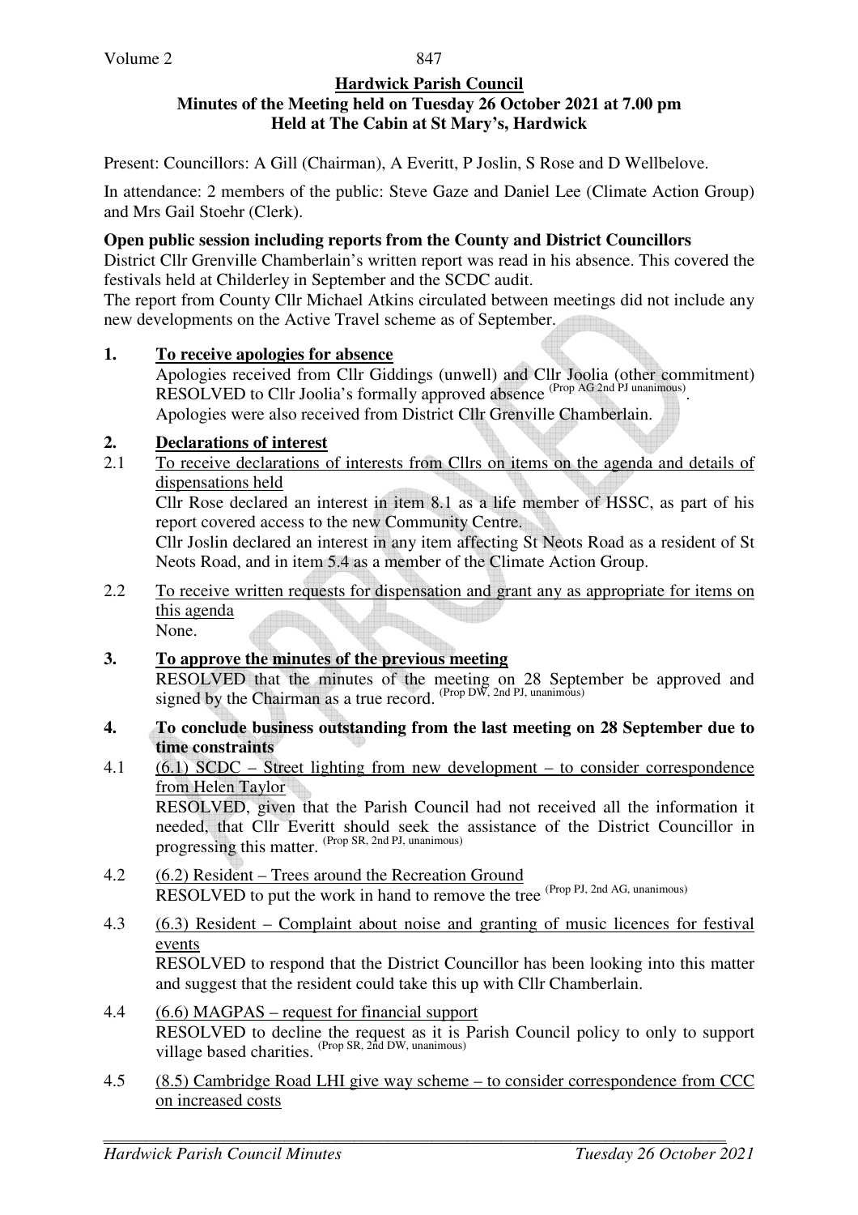**Hardwick Parish Council**
**Minutes of the Meeting held on Tuesday 26 October 2021 at 7.00 pm**
**Held at The Cabin at St Mary's, Hardwick**

Present: Councillors: A Gill (Chairman), A Everitt, P Joslin, S Rose and D Wellbelove.

In attendance: 2 members of the public: Steve Gaze and Daniel Lee (Climate Action Group) and Mrs Gail Stoehr (Clerk).

**Open public session including reports from the County and District Councillors**

District Cllr Grenville Chamberlain's written report was read in his absence. This covered the festivals held at Childerley in September and the SCDC audit.

The report from County Cllr Michael Atkins circulated between meetings did not include any new developments on the Active Travel scheme as of September.

**1. <u>To receive apologies for absence</u>**

Apologies received from Cllr Giddings (unwell) and Cllr Joolia (other commitment) RESOLVED to Cllr Joolia's formally approved absence (Prop AG 2nd PJ unanimous).

Apologies were also received from District Cllr Grenville Chamberlain.

**2. <u>Declarations of interest</u>**

2.1 <u>To receive declarations of interests from Cllrs on items on the agenda and details of dispensations held</u>

Cllr Rose declared an interest in item 8.1 as a life member of HSSC, as part of his report covered access to the new Community Centre.

Cllr Joslin declared an interest in any item affecting St Neots Road as a resident of St Neots Road, and in item 5.4 as a member of the Climate Action Group.

2.2 <u>To receive written requests for dispensation and grant any as appropriate for items on this agenda</u>

None.

**3. <u>To approve the minutes of the previous meeting</u>**

RESOLVED that the minutes of the meeting on 28 September be approved and signed by the Chairman as a true record. (Prop DW, 2nd PJ, unanimous)

**4. To conclude business outstanding from the last meeting on 28 September due to time constraints**

4.1 <u>(6.1) SCDC – Street lighting from new development – to consider correspondence from Helen Taylor</u>

RESOLVED, given that the Parish Council had not received all the information it needed, that Cllr Everitt should seek the assistance of the District Councillor in progressing this matter. (Prop SR, 2nd PJ, unanimous)

4.2 <u>(6.2) Resident – Trees around the Recreation Ground</u>

RESOLVED to put the work in hand to remove the tree (Prop PJ, 2nd AG, unanimous)

4.3 <u>(6.3) Resident – Complaint about noise and granting of music licences for festival events</u>

RESOLVED to respond that the District Councillor has been looking into this matter and suggest that the resident could take this up with Cllr Chamberlain.

4.4 <u>(6.6) MAGPAS – request for financial support</u>

RESOLVED to decline the request as it is Parish Council policy to only to support village based charities. (Prop SR, 2nd DW, unanimous)

4.5 <u>(8.5) Cambridge Road LHI give way scheme – to consider correspondence from CCC on increased costs</u>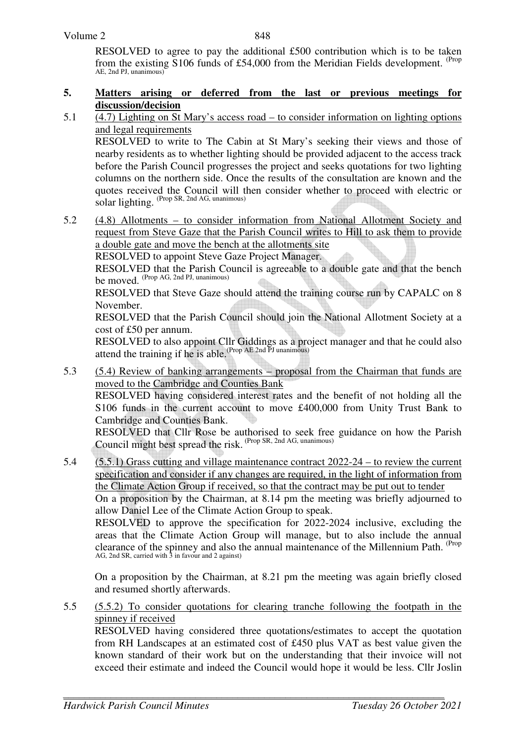RESOLVED to agree to pay the additional £500 contribution which is to be taken from the existing S106 funds of £54,000 from the Meridian Fields development. (Prop AE, 2nd PJ, unanimous)

## 5. Matters arising or deferred from the last or previous meetings for discussion/decision

5.1 (4.7) Lighting on St Mary's access road – to consider information on lighting options and legal requirements

RESOLVED to write to The Cabin at St Mary's seeking their views and those of nearby residents as to whether lighting should be provided adjacent to the access track before the Parish Council progresses the project and seeks quotations for two lighting columns on the northern side. Once the results of the consultation are known and the quotes received the Council will then consider whether to proceed with electric or solar lighting. (Prop SR, 2nd AG, unanimous)

5.2 (4.8) Allotments – to consider information from National Allotment Society and request from Steve Gaze that the Parish Council writes to Hill to ask them to provide a double gate and move the bench at the allotments site

RESOLVED to appoint Steve Gaze Project Manager.

RESOLVED that the Parish Council is agreeable to a double gate and that the bench be moved. (Prop AG, 2nd PJ, unanimous)

RESOLVED that Steve Gaze should attend the training course run by CAPALC on 8 November.

RESOLVED that the Parish Council should join the National Allotment Society at a cost of £50 per annum.

RESOLVED to also appoint Cllr Giddings as a project manager and that he could also attend the training if he is able. (Prop AE 2nd PJ unanimous)

5.3 (5.4) Review of banking arrangements – proposal from the Chairman that funds are moved to the Cambridge and Counties Bank

RESOLVED having considered interest rates and the benefit of not holding all the S106 funds in the current account to move £400,000 from Unity Trust Bank to Cambridge and Counties Bank.

RESOLVED that Cllr Rose be authorised to seek free guidance on how the Parish Council might best spread the risk. (Prop SR, 2nd AG, unanimous)

5.4 (5.5.1) Grass cutting and village maintenance contract 2022-24 – to review the current specification and consider if any changes are required, in the light of information from the Climate Action Group if received, so that the contract may be put out to tender

On a proposition by the Chairman, at 8.14 pm the meeting was briefly adjourned to allow Daniel Lee of the Climate Action Group to speak.

RESOLVED to approve the specification for 2022-2024 inclusive, excluding the areas that the Climate Action Group will manage, but to also include the annual clearance of the spinney and also the annual maintenance of the Millennium Path. (Prop AG, 2nd SR, carried with 3 in favour and 2 against)

On a proposition by the Chairman, at 8.21 pm the meeting was again briefly closed and resumed shortly afterwards.

5.5 (5.5.2) To consider quotations for clearing tranche following the footpath in the spinney if received

RESOLVED having considered three quotations/estimates to accept the quotation from RH Landscapes at an estimated cost of £450 plus VAT as best value given the known standard of their work but on the understanding that their invoice will not exceed their estimate and indeed the Council would hope it would be less. Cllr Joslin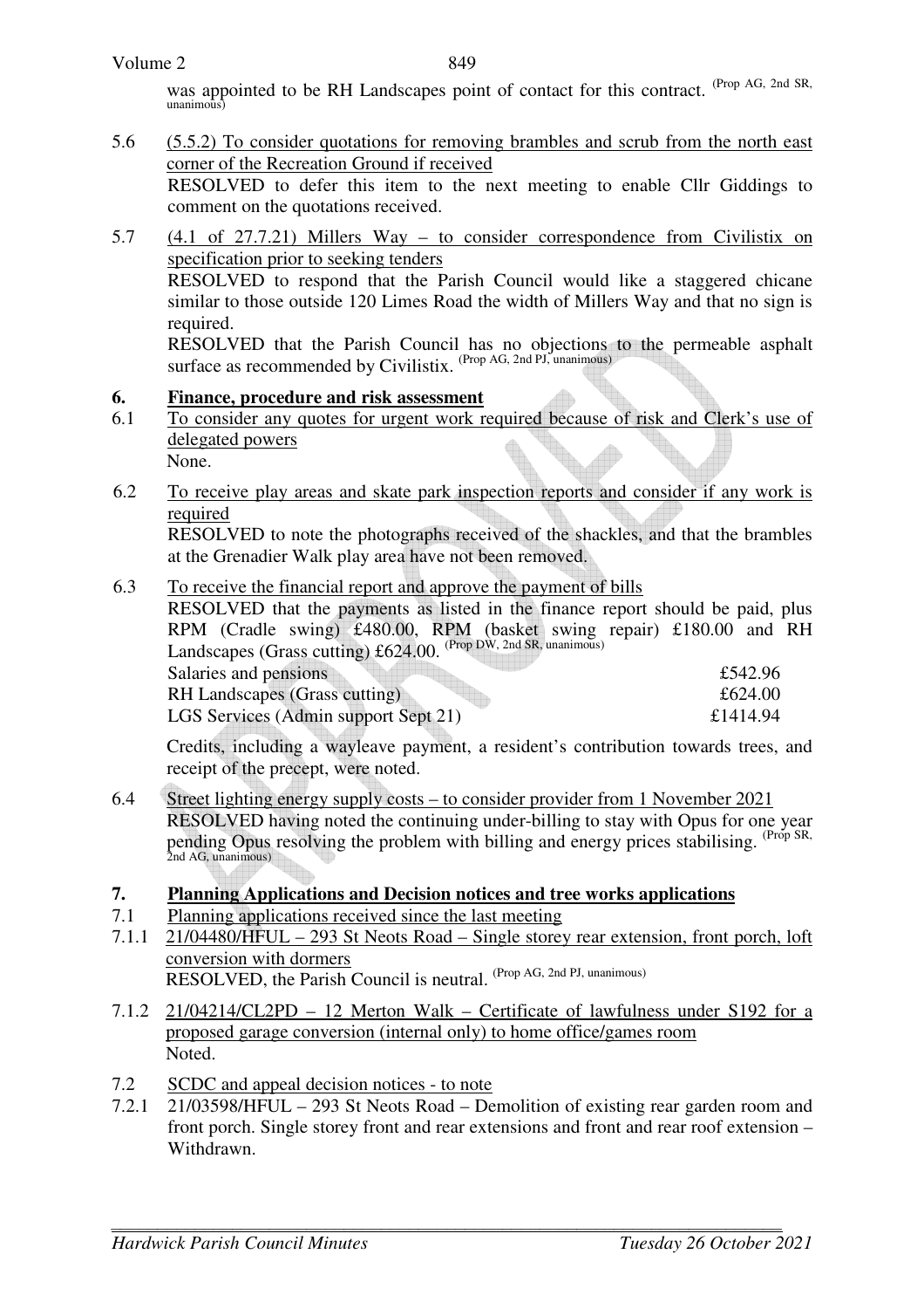was appointed to be RH Landscapes point of contact for this contract. (Prop AG, 2nd SR, unanimous)

5.6 (5.5.2) To consider quotations for removing brambles and scrub from the north east corner of the Recreation Ground if received

RESOLVED to defer this item to the next meeting to enable Cllr Giddings to comment on the quotations received.

5.7 (4.1 of 27.7.21) Millers Way – to consider correspondence from Civilistix on specification prior to seeking tenders

RESOLVED to respond that the Parish Council would like a staggered chicane similar to those outside 120 Limes Road the width of Millers Way and that no sign is required.

RESOLVED that the Parish Council has no objections to the permeable asphalt surface as recommended by Civilistix. (Prop AG, 2nd PJ, unanimous)

## 6. Finance, procedure and risk assessment

6.1 To consider any quotes for urgent work required because of risk and Clerk's use of delegated powers

None.

6.2 To receive play areas and skate park inspection reports and consider if any work is required

RESOLVED to note the photographs received of the shackles, and that the brambles at the Grenadier Walk play area have not been removed.

6.3 To receive the financial report and approve the payment of bills

RESOLVED that the payments as listed in the finance report should be paid, plus RPM (Cradle swing) £480.00, RPM (basket swing repair) £180.00 and RH Landscapes (Grass cutting) £624.00. (Prop DW, 2nd SR, unanimous)

| | |
|---|---|
| Salaries and pensions | £542.96 |
| RH Landscapes (Grass cutting) | £624.00 |
| LGS Services (Admin support Sept 21) | £1414.94 |

Credits, including a wayleave payment, a resident's contribution towards trees, and receipt of the precept, were noted.

6.4 Street lighting energy supply costs – to consider provider from 1 November 2021

RESOLVED having noted the continuing under-billing to stay with Opus for one year pending Opus resolving the problem with billing and energy prices stabilising. (Prop SR, 2nd AG, unanimous)

## 7. Planning Applications and Decision notices and tree works applications

7.1 Planning applications received since the last meeting

7.1.1 21/04480/HFUL – 293 St Neots Road – Single storey rear extension, front porch, loft conversion with dormers

RESOLVED, the Parish Council is neutral. (Prop AG, 2nd PJ, unanimous)

7.1.2 21/04214/CL2PD – 12 Merton Walk – Certificate of lawfulness under S192 for a proposed garage conversion (internal only) to home office/games room

Noted.

7.2 SCDC and appeal decision notices - to note

7.2.1 21/03598/HFUL – 293 St Neots Road – Demolition of existing rear garden room and front porch. Single storey front and rear extensions and front and rear roof extension – Withdrawn.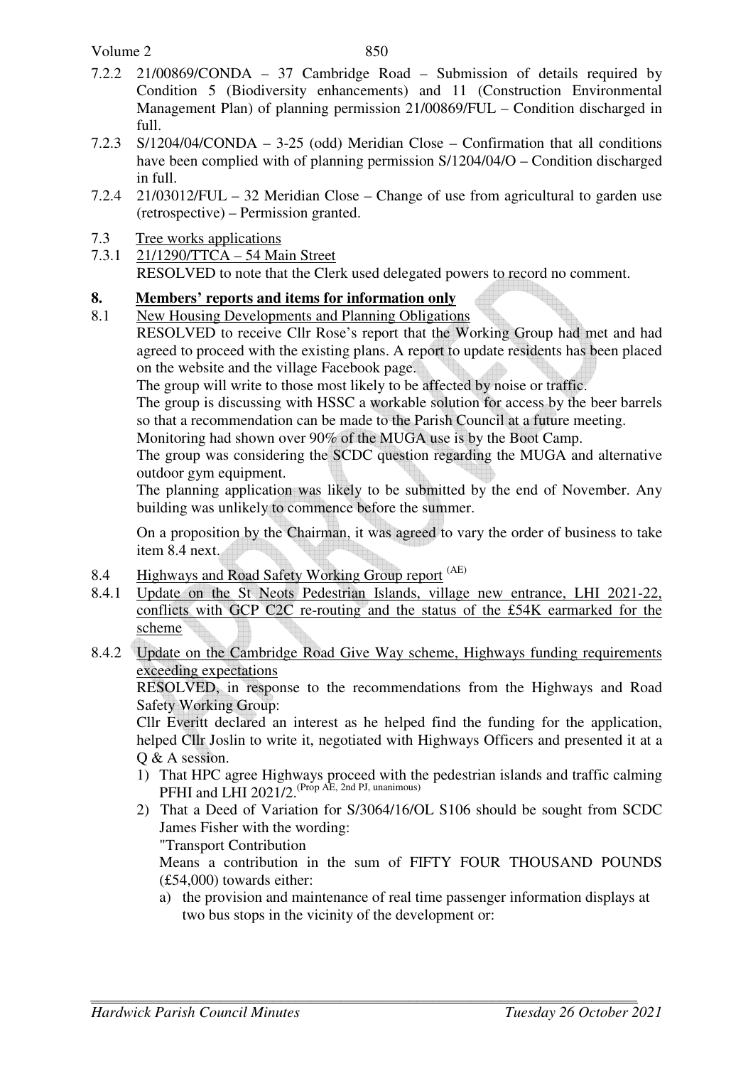7.2.2 21/00869/CONDA – 37 Cambridge Road – Submission of details required by Condition 5 (Biodiversity enhancements) and 11 (Construction Environmental Management Plan) of planning permission 21/00869/FUL – Condition discharged in full.

7.2.3 S/1204/04/CONDA – 3-25 (odd) Meridian Close – Confirmation that all conditions have been complied with of planning permission S/1204/04/O – Condition discharged in full.

7.2.4 21/03012/FUL – 32 Meridian Close – Change of use from agricultural to garden use (retrospective) – Permission granted.

7.3 Tree works applications

7.3.1 21/1290/TTCA – 54 Main Street

RESOLVED to note that the Clerk used delegated powers to record no comment.

## 8. Members' reports and items for information only

8.1 New Housing Developments and Planning Obligations

RESOLVED to receive Cllr Rose's report that the Working Group had met and had agreed to proceed with the existing plans. A report to update residents has been placed on the website and the village Facebook page.

The group will write to those most likely to be affected by noise or traffic.

The group is discussing with HSSC a workable solution for access by the beer barrels so that a recommendation can be made to the Parish Council at a future meeting.

Monitoring had shown over 90% of the MUGA use is by the Boot Camp.

The group was considering the SCDC question regarding the MUGA and alternative outdoor gym equipment.

The planning application was likely to be submitted by the end of November. Any building was unlikely to commence before the summer.

On a proposition by the Chairman, it was agreed to vary the order of business to take item 8.4 next.

8.4 Highways and Road Safety Working Group report (AE)

8.4.1 Update on the St Neots Pedestrian Islands, village new entrance, LHI 2021-22, conflicts with GCP C2C re-routing and the status of the £54K earmarked for the scheme

8.4.2 Update on the Cambridge Road Give Way scheme, Highways funding requirements exceeding expectations

RESOLVED, in response to the recommendations from the Highways and Road Safety Working Group:

Cllr Everitt declared an interest as he helped find the funding for the application, helped Cllr Joslin to write it, negotiated with Highways Officers and presented it at a Q & A session.

1) That HPC agree Highways proceed with the pedestrian islands and traffic calming PFHI and LHI 2021/2. (Prop AE, 2nd PJ, unanimous)
2) That a Deed of Variation for S/3064/16/OL S106 should be sought from SCDC James Fisher with the wording:

   "Transport Contribution

   Means a contribution in the sum of FIFTY FOUR THOUSAND POUNDS (£54,000) towards either:

   a) the provision and maintenance of real time passenger information displays at two bus stops in the vicinity of the development or: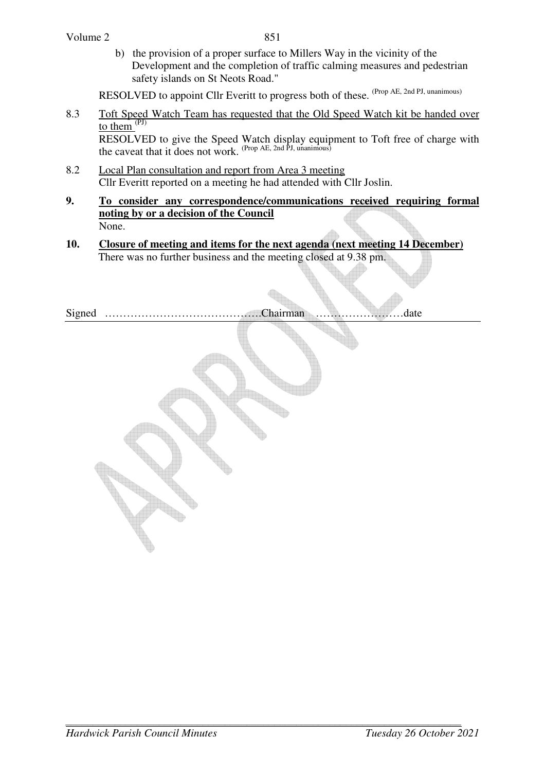b) the provision of a proper surface to Millers Way in the vicinity of the Development and the completion of traffic calming measures and pedestrian safety islands on St Neots Road."

RESOLVED to appoint Cllr Everitt to progress both of these. (Prop AE, 2nd PJ, unanimous)

8.3 Toft Speed Watch Team has requested that the Old Speed Watch kit be handed over to them (PJ)

RESOLVED to give the Speed Watch display equipment to Toft free of charge with the caveat that it does not work. (Prop AE, 2nd PJ, unanimous)

8.2 Local Plan consultation and report from Area 3 meeting

Cllr Everitt reported on a meeting he had attended with Cllr Joslin.

**9. To consider any correspondence/communications received requiring formal noting by or a decision of the Council**

None.

**10. Closure of meeting and items for the next agenda (next meeting 14 December)**

There was no further business and the meeting closed at 9.38 pm.

Signed ……………………………………Chairman ……………………date